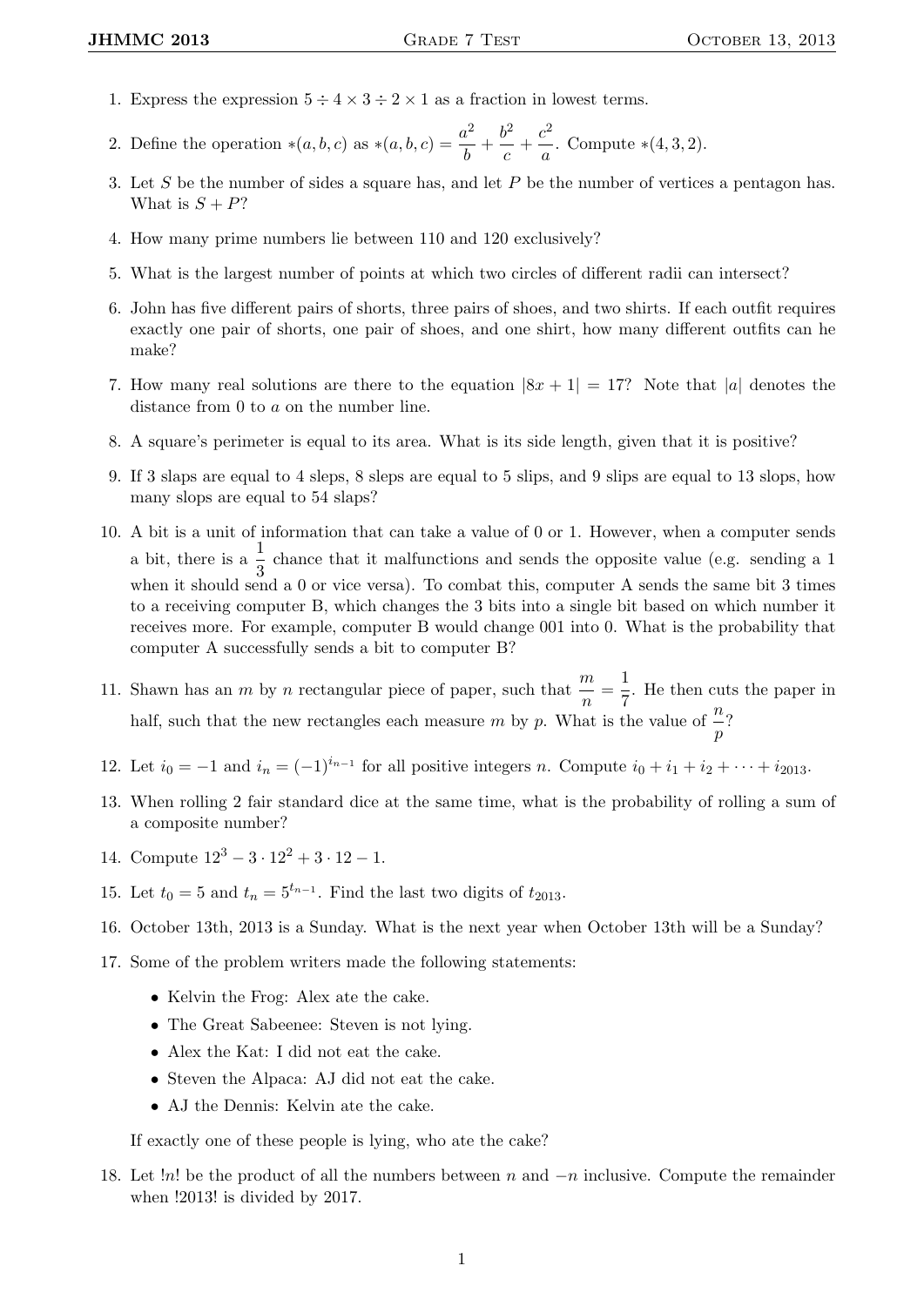1. Express the expression $5 \div 4 \times 3 \div 2 \times 1$ as a fraction in lowest terms.

2. Define the operation $*(a, b, c)$ as $*(a, b, c) = \dfrac{a^2}{b} + \dfrac{b^2}{c} + \dfrac{c^2}{a}$. Compute $*(4, 3, 2)$.

3. Let $S$ be the number of sides a square has, and let $P$ be the number of vertices a pentagon has. What is $S + P$?

4. How many prime numbers lie between 110 and 120 exclusively?

5. What is the largest number of points at which two circles of different radii can intersect?

6. John has five different pairs of shorts, three pairs of shoes, and two shirts. If each outfit requires exactly one pair of shorts, one pair of shoes, and one shirt, how many different outfits can he make?

7. How many real solutions are there to the equation $|8x + 1| = 17$? Note that $|a|$ denotes the distance from 0 to $a$ on the number line.

8. A square's perimeter is equal to its area. What is its side length, given that it is positive?

9. If 3 slaps are equal to 4 sleps, 8 sleps are equal to 5 slips, and 9 slips are equal to 13 slops, how many slops are equal to 54 slaps?

10. A bit is a unit of information that can take a value of 0 or 1. However, when a computer sends a bit, there is a $\dfrac{1}{3}$ chance that it malfunctions and sends the opposite value (e.g. sending a 1 when it should send a 0 or vice versa). To combat this, computer A sends the same bit 3 times to a receiving computer B, which changes the 3 bits into a single bit based on which number it receives more. For example, computer B would change 001 into 0. What is the probability that computer A successfully sends a bit to computer B?

11. Shawn has an $m$ by $n$ rectangular piece of paper, such that $\dfrac{m}{n} = \dfrac{1}{7}$. He then cuts the paper in half, such that the new rectangles each measure $m$ by $p$. What is the value of $\dfrac{n}{p}$?

12. Let $i_0 = -1$ and $i_n = (-1)^{i_{n-1}}$ for all positive integers $n$. Compute $i_0 + i_1 + i_2 + \cdots + i_{2013}$.

13. When rolling 2 fair standard dice at the same time, what is the probability of rolling a sum of a composite number?

14. Compute $12^3 - 3 \cdot 12^2 + 3 \cdot 12 - 1$.

15. Let $t_0 = 5$ and $t_n = 5^{t_{n-1}}$. Find the last two digits of $t_{2013}$.

16. October 13th, 2013 is a Sunday. What is the next year when October 13th will be a Sunday?

17. Some of the problem writers made the following statements:

    - Kelvin the Frog: Alex ate the cake.
    - The Great Sabeenee: Steven is not lying.
    - Alex the Kat: I did not eat the cake.
    - Steven the Alpaca: AJ did not eat the cake.
    - AJ the Dennis: Kelvin ate the cake.

    If exactly one of these people is lying, who ate the cake?

18. Let $!n!$ be the product of all the numbers between $n$ and $-n$ inclusive. Compute the remainder when $!2013!$ is divided by 2017.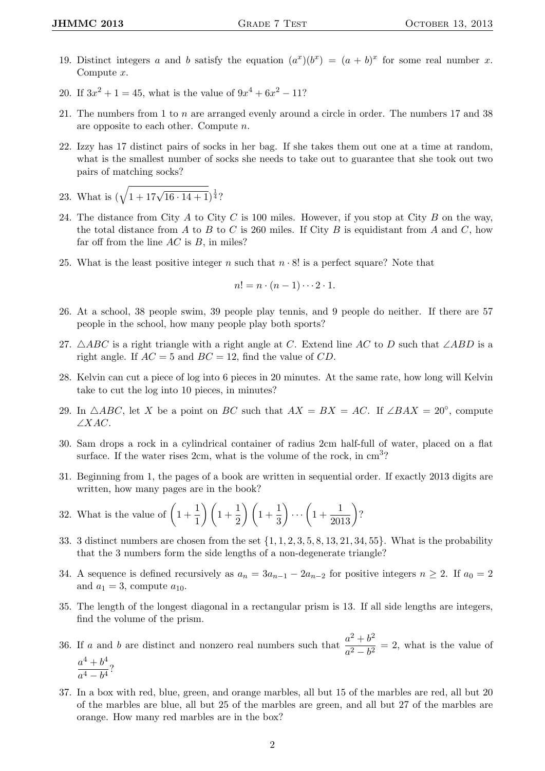19. Distinct integers $a$ and $b$ satisfy the equation $(a^x)(b^x) = (a+b)^x$ for some real number $x$. Compute $x$.

20. If $3x^2 + 1 = 45$, what is the value of $9x^4 + 6x^2 - 11$?

21. The numbers from 1 to $n$ are arranged evenly around a circle in order. The numbers 17 and 38 are opposite to each other. Compute $n$.

22. Izzy has 17 distinct pairs of socks in her bag. If she takes them out one at a time at random, what is the smallest number of socks she needs to take out to guarantee that she took out two pairs of matching socks?

23. What is $(\sqrt{1 + 17\sqrt{16 \cdot 14 + 1}})^{\frac{1}{4}}$?

24. The distance from City $A$ to City $C$ is 100 miles. However, if you stop at City $B$ on the way, the total distance from $A$ to $B$ to $C$ is 260 miles. If City $B$ is equidistant from $A$ and $C$, how far off from the line $AC$ is $B$, in miles?

25. What is the least positive integer $n$ such that $n \cdot 8!$ is a perfect square? Note that

$$n! = n \cdot (n-1) \cdots 2 \cdot 1.$$

26. At a school, 38 people swim, 39 people play tennis, and 9 people do neither. If there are 57 people in the school, how many people play both sports?

27. $\triangle ABC$ is a right triangle with a right angle at $C$. Extend line $AC$ to $D$ such that $\angle ABD$ is a right angle. If $AC = 5$ and $BC = 12$, find the value of $CD$.

28. Kelvin can cut a piece of log into 6 pieces in 20 minutes. At the same rate, how long will Kelvin take to cut the log into 10 pieces, in minutes?

29. In $\triangle ABC$, let $X$ be a point on $BC$ such that $AX = BX = AC$. If $\angle BAX = 20^\circ$, compute $\angle XAC$.

30. Sam drops a rock in a cylindrical container of radius 2cm half-full of water, placed on a flat surface. If the water rises 2cm, what is the volume of the rock, in cm$^3$?

31. Beginning from 1, the pages of a book are written in sequential order. If exactly 2013 digits are written, how many pages are in the book?

32. What is the value of $\left(1 + \frac{1}{1}\right)\left(1 + \frac{1}{2}\right)\left(1 + \frac{1}{3}\right)\cdots\left(1 + \frac{1}{2013}\right)$?

33. 3 distinct numbers are chosen from the set $\{1, 1, 2, 3, 5, 8, 13, 21, 34, 55\}$. What is the probability that the 3 numbers form the side lengths of a non-degenerate triangle?

34. A sequence is defined recursively as $a_n = 3a_{n-1} - 2a_{n-2}$ for positive integers $n \geq 2$. If $a_0 = 2$ and $a_1 = 3$, compute $a_{10}$.

35. The length of the longest diagonal in a rectangular prism is 13. If all side lengths are integers, find the volume of the prism.

36. If $a$ and $b$ are distinct and nonzero real numbers such that $\frac{a^2 + b^2}{a^2 - b^2} = 2$, what is the value of $\frac{a^4 + b^4}{a^4 - b^4}$?

37. In a box with red, blue, green, and orange marbles, all but 15 of the marbles are red, all but 20 of the marbles are blue, all but 25 of the marbles are green, and all but 27 of the marbles are orange. How many red marbles are in the box?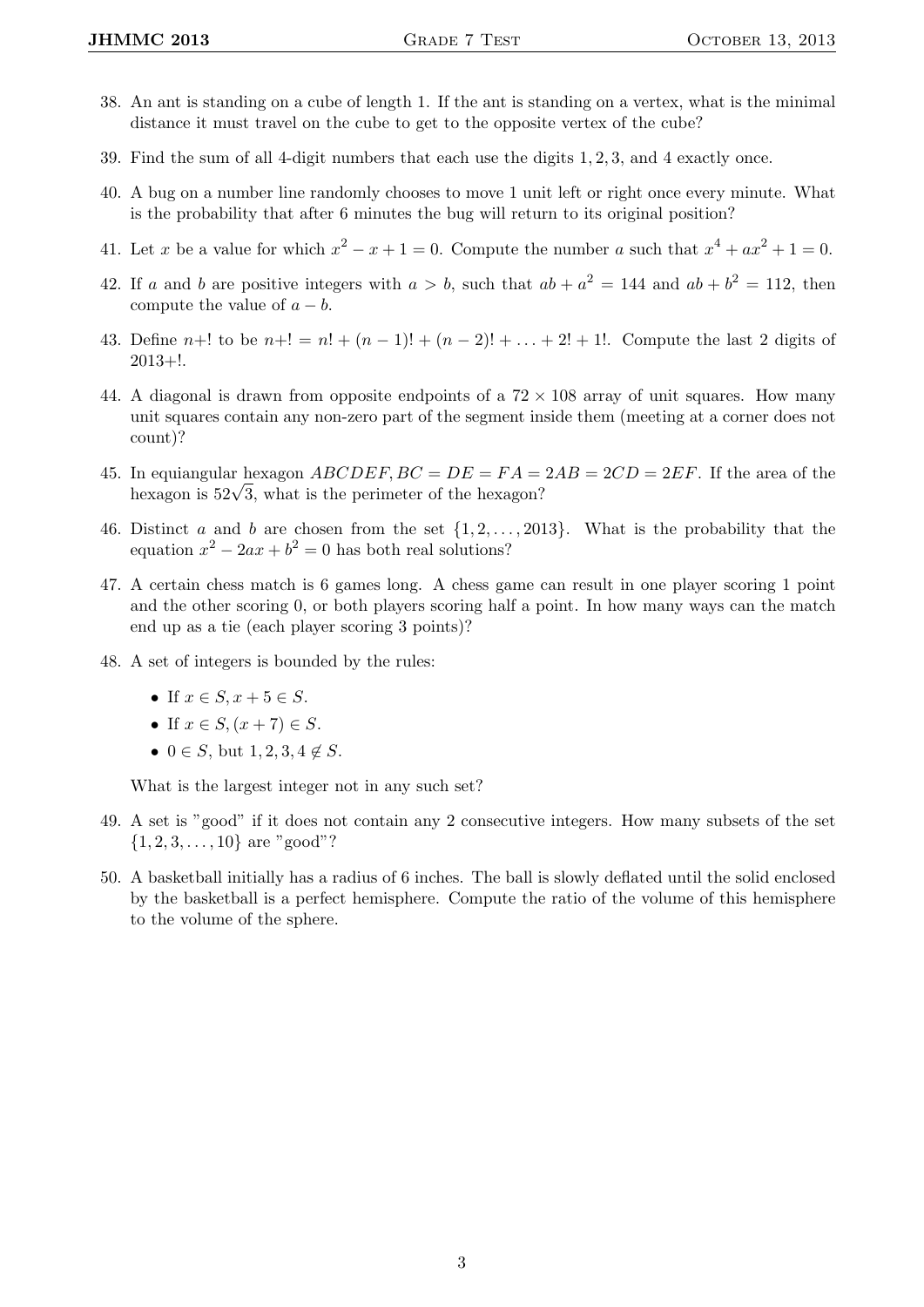38. An ant is standing on a cube of length 1. If the ant is standing on a vertex, what is the minimal distance it must travel on the cube to get to the opposite vertex of the cube?

39. Find the sum of all 4-digit numbers that each use the digits $1, 2, 3$, and $4$ exactly once.

40. A bug on a number line randomly chooses to move 1 unit left or right once every minute. What is the probability that after 6 minutes the bug will return to its original position?

41. Let $x$ be a value for which $x^2 - x + 1 = 0$. Compute the number $a$ such that $x^4 + ax^2 + 1 = 0$.

42. If $a$ and $b$ are positive integers with $a > b$, such that $ab + a^2 = 144$ and $ab + b^2 = 112$, then compute the value of $a - b$.

43. Define $n+!$ to be $n+! = n! + (n-1)! + (n-2)! + \ldots + 2! + 1!$. Compute the last 2 digits of $2013+!$.

44. A diagonal is drawn from opposite endpoints of a $72 \times 108$ array of unit squares. How many unit squares contain any non-zero part of the segment inside them (meeting at a corner does not count)?

45. In equiangular hexagon $ABCDEF$, $BC = DE = FA = 2AB = 2CD = 2EF$. If the area of the hexagon is $52\sqrt{3}$, what is the perimeter of the hexagon?

46. Distinct $a$ and $b$ are chosen from the set $\{1, 2, \ldots, 2013\}$. What is the probability that the equation $x^2 - 2ax + b^2 = 0$ has both real solutions?

47. A certain chess match is 6 games long. A chess game can result in one player scoring 1 point and the other scoring 0, or both players scoring half a point. In how many ways can the match end up as a tie (each player scoring 3 points)?

48. A set of integers is bounded by the rules:

    - If $x \in S, x + 5 \in S$.
    - If $x \in S, (x + 7) \in S$.
    - $0 \in S$, but $1, 2, 3, 4 \notin S$.

    What is the largest integer not in any such set?

49. A set is "good" if it does not contain any 2 consecutive integers. How many subsets of the set $\{1, 2, 3, \ldots, 10\}$ are "good"?

50. A basketball initially has a radius of 6 inches. The ball is slowly deflated until the solid enclosed by the basketball is a perfect hemisphere. Compute the ratio of the volume of this hemisphere to the volume of the sphere.